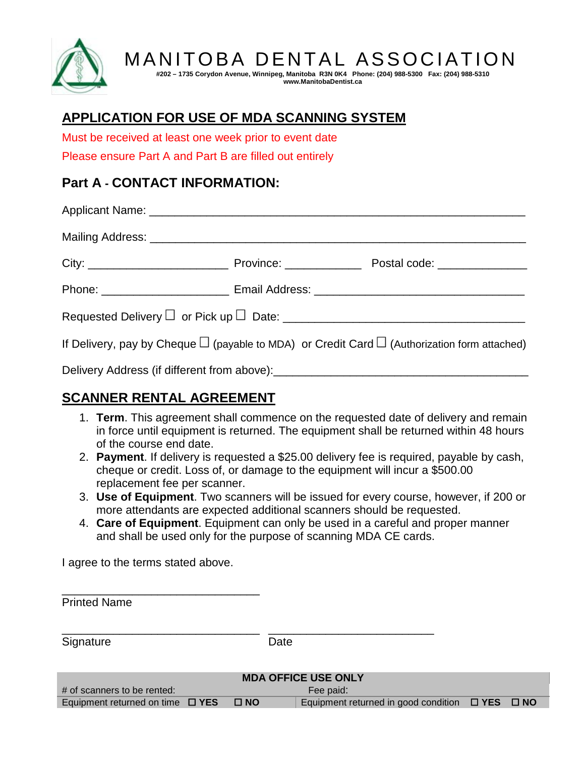# MANITOBA DENTAL ASSOCIATION

#202 – 1735 Corydon Avenue, Winnipeg, Manitoba R3N 0K4 Phone: (204) 988-5300 Fax: (204) 988-5310
www.ManitobaDentist.ca

## APPLICATION FOR USE OF MDA SCANNING SYSTEM

Must be received at least one week prior to event date

Please ensure Part A and Part B are filled out entirely

## Part A - CONTACT INFORMATION:

Applicant Name: ___________________________________________________________

Mailing Address: ___________________________________________________________

City: _______________________ Province: ____________ Postal code: ______________

Phone: ____________________ Email Address: _________________________________

Requested Delivery ☐ or Pick up ☐ Date: ______________________________________

If Delivery, pay by Cheque ☐ (payable to MDA) or Credit Card ☐ (Authorization form attached)

Delivery Address (if different from above):_______________________________________

## SCANNER RENTAL AGREEMENT

1. **Term**. This agreement shall commence on the requested date of delivery and remain in force until equipment is returned. The equipment shall be returned within 48 hours of the course end date.
2. **Payment**. If delivery is requested a $25.00 delivery fee is required, payable by cash, cheque or credit. Loss of, or damage to the equipment will incur a $500.00 replacement fee per scanner.
3. **Use of Equipment**. Two scanners will be issued for every course, however, if 200 or more attendants are expected additional scanners should be requested.
4. **Care of Equipment**. Equipment can only be used in a careful and proper manner and shall be used only for the purpose of scanning MDA CE cards.

I agree to the terms stated above.

_______________________________
Printed Name

_______________________________ _________________________
Signature Date

| MDA OFFICE USE ONLY | |
|---|---|
| # of scanners to be rented: | Fee paid: |
| Equipment returned on time ☐ YES ☐ NO | Equipment returned in good condition ☐ YES ☐ NO |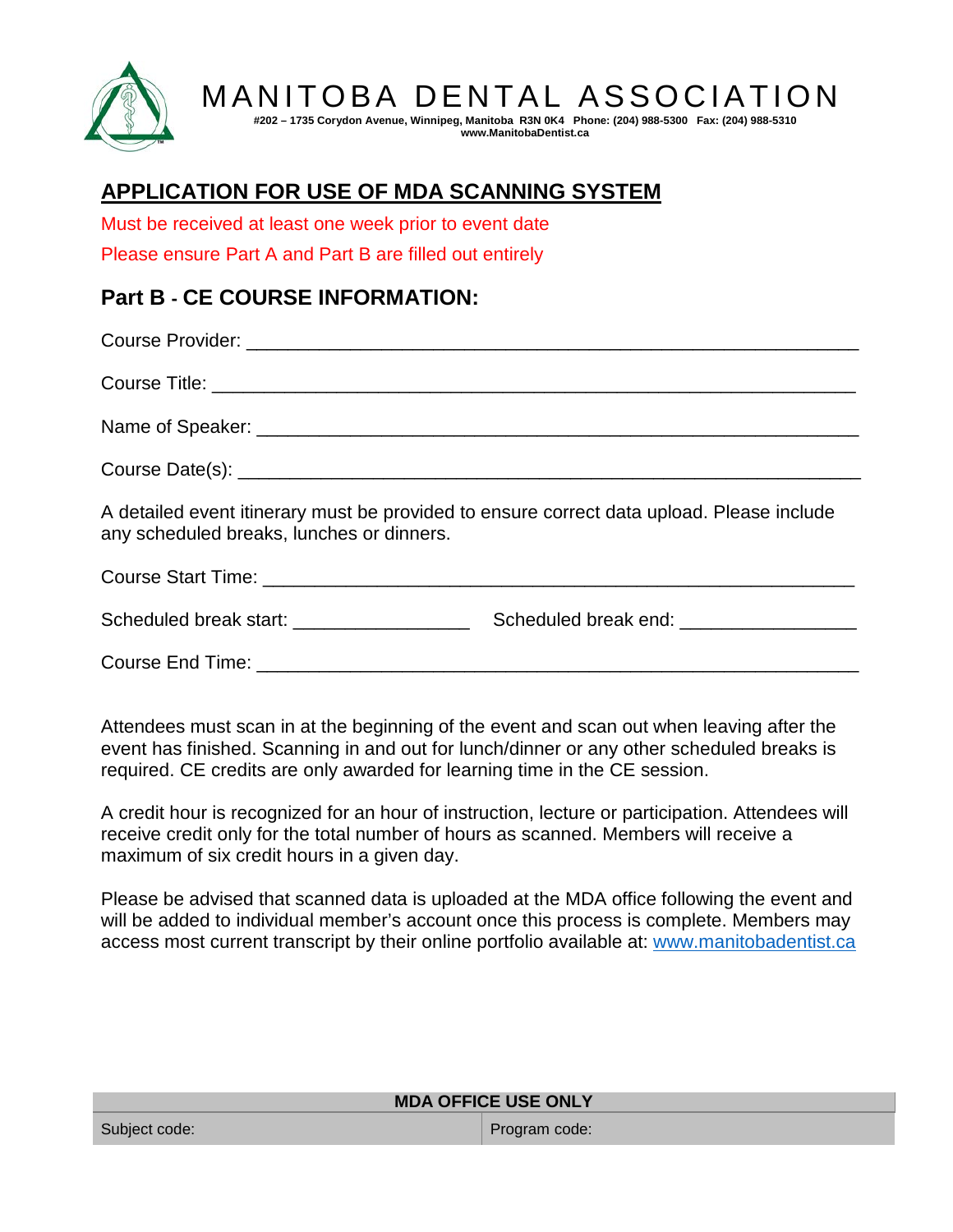# MANITOBA DENTAL ASSOCIATION

**#202 – 1735 Corydon Avenue, Winnipeg, Manitoba R3N 0K4 Phone: (204) 988-5300 Fax: (204) 988-5310**
**www.ManitobaDentist.ca**

## APPLICATION FOR USE OF MDA SCANNING SYSTEM

Must be received at least one week prior to event date

Please ensure Part A and Part B are filled out entirely

## Part B - CE COURSE INFORMATION:

Course Provider: ____________________________________________________________

Course Title: ______________________________________________________________

Name of Speaker: ___________________________________________________________

Course Date(s): _____________________________________________________________

A detailed event itinerary must be provided to ensure correct data upload. Please include any scheduled breaks, lunches or dinners.

Course Start Time: __________________________________________________________

Scheduled break start: _________________ Scheduled break end: _________________

Course End Time: ___________________________________________________________

Attendees must scan in at the beginning of the event and scan out when leaving after the event has finished. Scanning in and out for lunch/dinner or any other scheduled breaks is required. CE credits are only awarded for learning time in the CE session.

A credit hour is recognized for an hour of instruction, lecture or participation. Attendees will receive credit only for the total number of hours as scanned. Members will receive a maximum of six credit hours in a given day.

Please be advised that scanned data is uploaded at the MDA office following the event and will be added to individual member's account once this process is complete. Members may access most current transcript by their online portfolio available at: www.manitobadentist.ca

| MDA OFFICE USE ONLY | |
|---|---|
| Subject code: | Program code: |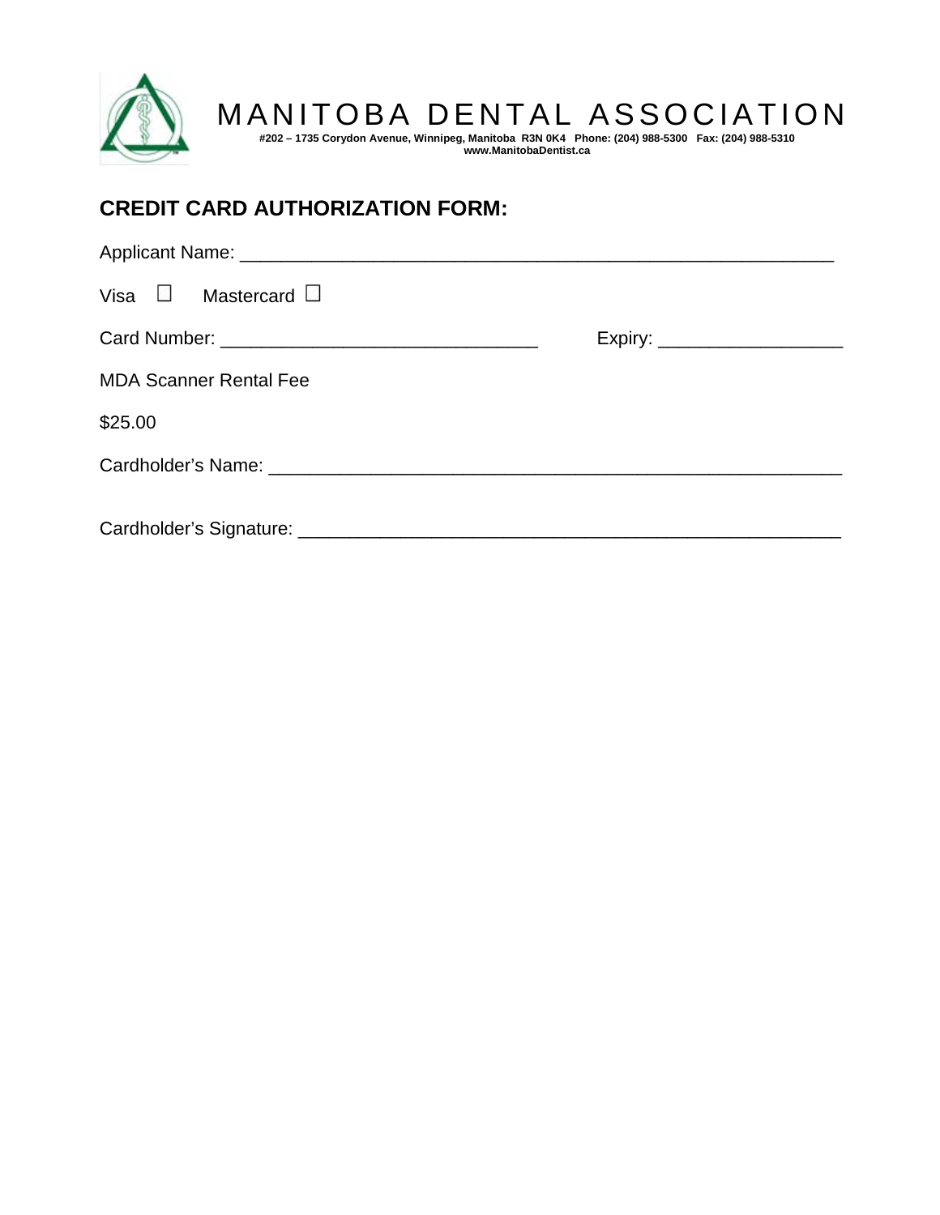# MANITOBA DENTAL ASSOCIATION

**#202 – 1735 Corydon Avenue, Winnipeg, Manitoba R3N 0K4 Phone: (204) 988-5300 Fax: (204) 988-5310**
**www.ManitobaDentist.ca**

## CREDIT CARD AUTHORIZATION FORM:

Applicant Name: ____________________________________________________________

Visa ☐ Mastercard ☐

Card Number: ________________________________ Expiry: __________________

MDA Scanner Rental Fee

$25.00

Cardholder's Name: ___________________________________________________________

Cardholder's Signature: _______________________________________________________